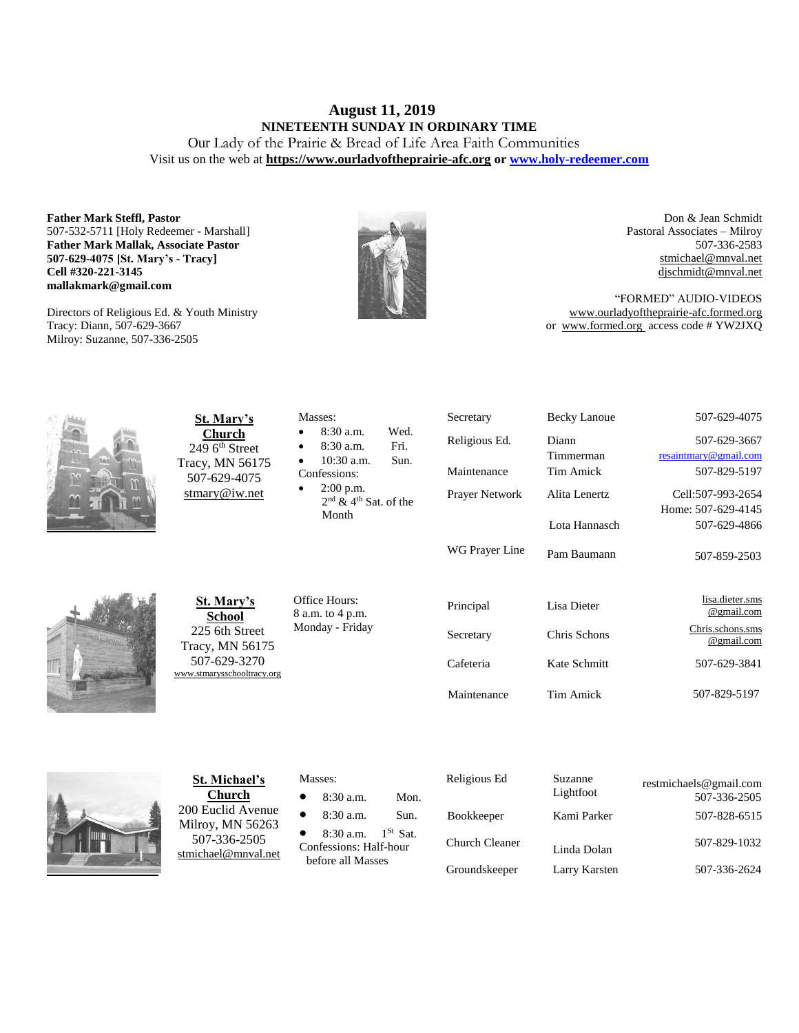# August 11, 2019

## NINETEENTH SUNDAY IN ORDINARY TIME

Our Lady of the Prairie & Bread of Life Area Faith Communities

Visit us on the web at **https://www.ourladyoftheprairie-afc.org** or **www.holy-redeemer.com**

**Father Mark Steffl, Pastor**
507-532-5711 [Holy Redeemer - Marshall]
**Father Mark Mallak, Associate Pastor**
**507-629-4075 [St. Mary's - Tracy]**
**Cell #320-221-3145**
**mallakmark@gmail.com**

Directors of Religious Ed. & Youth Ministry
Tracy: Diann, 507-629-3667
Milroy: Suzanne, 507-336-2505

Don & Jean Schmidt
Pastoral Associates – Milroy
507-336-2583
stmichael@mnval.net
djschmidt@mnval.net

"FORMED" AUDIO-VIDEOS
www.ourladyoftheprairie-afc.formed.org
or www.formed.org access code # YW2JXQ

**St. Mary's Church**
249 6th Street
Tracy, MN 56175
507-629-4075
stmary@iw.net

Masses:
- 8:30 a.m. Wed.
- 8:30 a.m. Fri.
- 10:30 a.m. Sun.

Confessions:
- 2:00 p.m. 2nd & 4th Sat. of the Month

| | | |
|---|---|---|
| Secretary | Becky Lanoue | 507-629-4075 |
| Religious Ed. | Diann Timmerman | 507-629-3667 resaintmary@gmail.com |
| Maintenance | Tim Amick | 507-829-5197 |
| Prayer Network | Alita Lenertz | Cell:507-993-2654 Home: 507-629-4145 |
| | Lota Hannasch | 507-629-4866 |
| WG Prayer Line | Pam Baumann | 507-859-2503 |

**St. Mary's School**
225 6th Street
Tracy, MN 56175
507-629-3270
www.stmarysschooltracy.org

Office Hours:
8 a.m. to 4 p.m.
Monday - Friday

| | | |
|---|---|---|
| Principal | Lisa Dieter | lisa.dieter.sms@gmail.com |
| Secretary | Chris Schons | Chris.schons.sms@gmail.com |
| Cafeteria | Kate Schmitt | 507-629-3841 |
| Maintenance | Tim Amick | 507-829-5197 |

**St. Michael's Church**
200 Euclid Avenue
Milroy, MN 56263
507-336-2505
stmichael@mnval.net

Masses:
- 8:30 a.m. Mon.
- 8:30 a.m. Sun.
- 8:30 a.m. 1St Sat.

Confessions: Half-hour before all Masses

| | | |
|---|---|---|
| Religious Ed | Suzanne Lightfoot | restmichaels@gmail.com 507-336-2505 |
| Bookkeeper | Kami Parker | 507-828-6515 |
| Church Cleaner | Linda Dolan | 507-829-1032 |
| Groundskeeper | Larry Karsten | 507-336-2624 |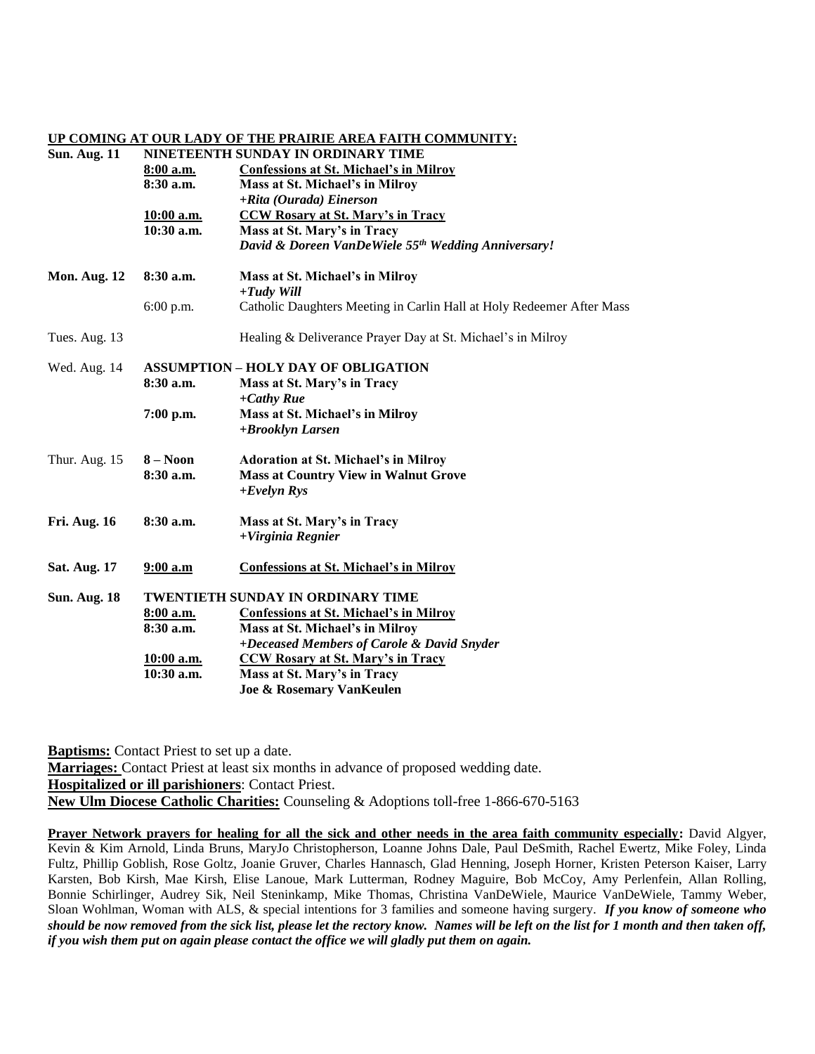## UP COMING AT OUR LADY OF THE PRAIRIE AREA FAITH COMMUNITY:

| | | |
|---|---|---|
| **Sun. Aug. 11** | **NINETEENTH SUNDAY IN ORDINARY TIME** | |
| | **8:00 a.m.** | **Confessions at St. Michael's in Milroy** |
| | **8:30 a.m.** | **Mass at St. Michael's in Milroy** |
| | | ***+Rita (Ourada) Einerson*** |
| | **10:00 a.m.** | **CCW Rosary at St. Mary's in Tracy** |
| | **10:30 a.m.** | **Mass at St. Mary's in Tracy** |
| | | ***David & Doreen VanDeWiele 55th Wedding Anniversary!*** |
| **Mon. Aug. 12** | **8:30 a.m.** | **Mass at St. Michael's in Milroy** |
| | | ***+Tudy Will*** |
| | 6:00 p.m. | Catholic Daughters Meeting in Carlin Hall at Holy Redeemer After Mass |
| Tues. Aug. 13 | | Healing & Deliverance Prayer Day at St. Michael's in Milroy |
| Wed. Aug. 14 | **ASSUMPTION – HOLY DAY OF OBLIGATION** | |
| | **8:30 a.m.** | **Mass at St. Mary's in Tracy** |
| | | ***+Cathy Rue*** |
| | **7:00 p.m.** | **Mass at St. Michael's in Milroy** |
| | | ***+Brooklyn Larsen*** |
| Thur. Aug. 15 | **8 – Noon** | **Adoration at St. Michael's in Milroy** |
| | **8:30 a.m.** | **Mass at Country View in Walnut Grove** |
| | | ***+Evelyn Rys*** |
| **Fri. Aug. 16** | **8:30 a.m.** | **Mass at St. Mary's in Tracy** |
| | | ***+Virginia Regnier*** |
| **Sat. Aug. 17** | **9:00 a.m** | **Confessions at St. Michael's in Milroy** |
| **Sun. Aug. 18** | **TWENTIETH SUNDAY IN ORDINARY TIME** | |
| | **8:00 a.m.** | **Confessions at St. Michael's in Milroy** |
| | **8:30 a.m.** | **Mass at St. Michael's in Milroy** |
| | | **+Deceased Members of Carole & David Snyder** |
| | **10:00 a.m.** | **CCW Rosary at St. Mary's in Tracy** |
| | **10:30 a.m.** | **Mass at St. Mary's in Tracy** |
| | | **Joe & Rosemary VanKeulen** |

**Baptisms:** Contact Priest to set up a date.
**Marriages:** Contact Priest at least six months in advance of proposed wedding date.
**Hospitalized or ill parishioners**: Contact Priest.
**New Ulm Diocese Catholic Charities:** Counseling & Adoptions toll-free 1-866-670-5163

**Prayer Network prayers for healing for all the sick and other needs in the area faith community especially:** David Algyer, Kevin & Kim Arnold, Linda Bruns, MaryJo Christopherson, Loanne Johns Dale, Paul DeSmith, Rachel Ewertz, Mike Foley, Linda Fultz, Phillip Goblish, Rose Goltz, Joanie Gruver, Charles Hannasch, Glad Henning, Joseph Horner, Kristen Peterson Kaiser, Larry Karsten, Bob Kirsh, Mae Kirsh, Elise Lanoue, Mark Lutterman, Rodney Maguire, Bob McCoy, Amy Perlenfein, Allan Rolling, Bonnie Schirlinger, Audrey Sik, Neil Steninkamp, Mike Thomas, Christina VanDeWiele, Maurice VanDeWiele, Tammy Weber, Sloan Wohlman, Woman with ALS, & special intentions for 3 families and someone having surgery. ***If you know of someone who should be now removed from the sick list, please let the rectory know. Names will be left on the list for 1 month and then taken off, if you wish them put on again please contact the office we will gladly put them on again.***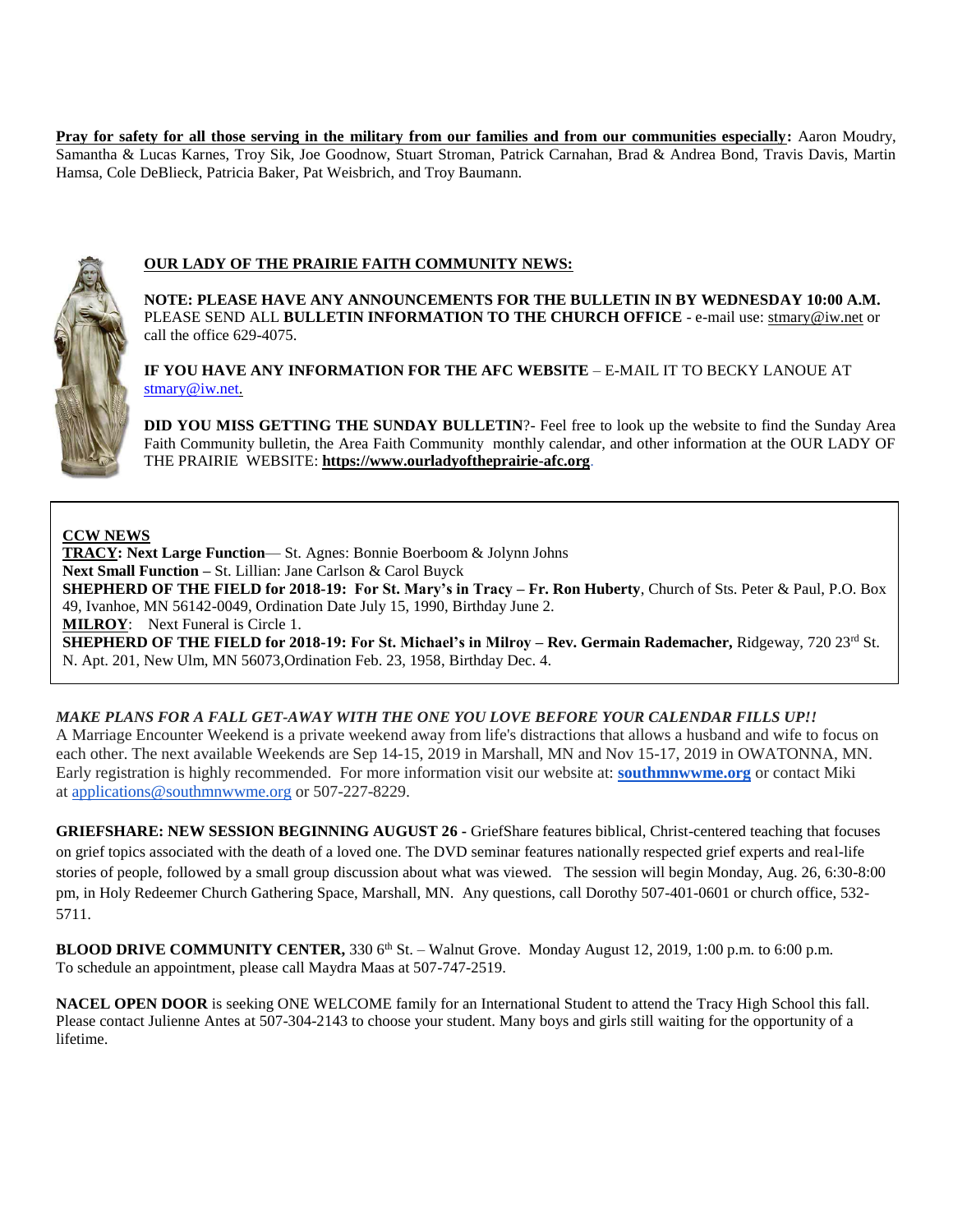**Pray for safety for all those serving in the military from our families and from our communities especially:** Aaron Moudry, Samantha & Lucas Karnes, Troy Sik, Joe Goodnow, Stuart Stroman, Patrick Carnahan, Brad & Andrea Bond, Travis Davis, Martin Hamsa, Cole DeBlieck, Patricia Baker, Pat Weisbrich, and Troy Baumann.

## OUR LADY OF THE PRAIRIE FAITH COMMUNITY NEWS:

**NOTE: PLEASE HAVE ANY ANNOUNCEMENTS FOR THE BULLETIN IN BY WEDNESDAY 10:00 A.M.** PLEASE SEND ALL **BULLETIN INFORMATION TO THE CHURCH OFFICE** - e-mail use: stmary@iw.net or call the office 629-4075.

**IF YOU HAVE ANY INFORMATION FOR THE AFC WEBSITE** – E-MAIL IT TO BECKY LANOUE AT stmary@iw.net.

**DID YOU MISS GETTING THE SUNDAY BULLETIN**?- Feel free to look up the website to find the Sunday Area Faith Community bulletin, the Area Faith Community monthly calendar, and other information at the OUR LADY OF THE PRAIRIE WEBSITE: **https://www.ourladyoftheprairie-afc.org**.

**CCW NEWS**

**TRACY: Next Large Function**— St. Agnes: Bonnie Boerboom & Jolynn Johns
**Next Small Function –** St. Lillian: Jane Carlson & Carol Buyck
**SHEPHERD OF THE FIELD for 2018-19: For St. Mary's in Tracy – Fr. Ron Huberty**, Church of Sts. Peter & Paul, P.O. Box 49, Ivanhoe, MN 56142-0049, Ordination Date July 15, 1990, Birthday June 2.
**MILROY**: Next Funeral is Circle 1.
**SHEPHERD OF THE FIELD for 2018-19: For St. Michael's in Milroy – Rev. Germain Rademacher,** Ridgeway, 720 23rd St. N. Apt. 201, New Ulm, MN 56073,Ordination Feb. 23, 1958, Birthday Dec. 4.

***MAKE PLANS FOR A FALL GET-AWAY WITH THE ONE YOU LOVE BEFORE YOUR CALENDAR FILLS UP!!***
A Marriage Encounter Weekend is a private weekend away from life's distractions that allows a husband and wife to focus on each other. The next available Weekends are Sep 14-15, 2019 in Marshall, MN and Nov 15-17, 2019 in OWATONNA, MN. Early registration is highly recommended. For more information visit our website at: **southmnwwme.org** or contact Miki at applications@southmnwwme.org or 507-227-8229.

**GRIEFSHARE: NEW SESSION BEGINNING AUGUST 26 -** GriefShare features biblical, Christ-centered teaching that focuses on grief topics associated with the death of a loved one. The DVD seminar features nationally respected grief experts and real-life stories of people, followed by a small group discussion about what was viewed. The session will begin Monday, Aug. 26, 6:30-8:00 pm, in Holy Redeemer Church Gathering Space, Marshall, MN. Any questions, call Dorothy 507-401-0601 or church office, 532-5711.

**BLOOD DRIVE COMMUNITY CENTER,** 330 6th St. – Walnut Grove. Monday August 12, 2019, 1:00 p.m. to 6:00 p.m. To schedule an appointment, please call Maydra Maas at 507-747-2519.

**NACEL OPEN DOOR** is seeking ONE WELCOME family for an International Student to attend the Tracy High School this fall. Please contact Julienne Antes at 507-304-2143 to choose your student. Many boys and girls still waiting for the opportunity of a lifetime.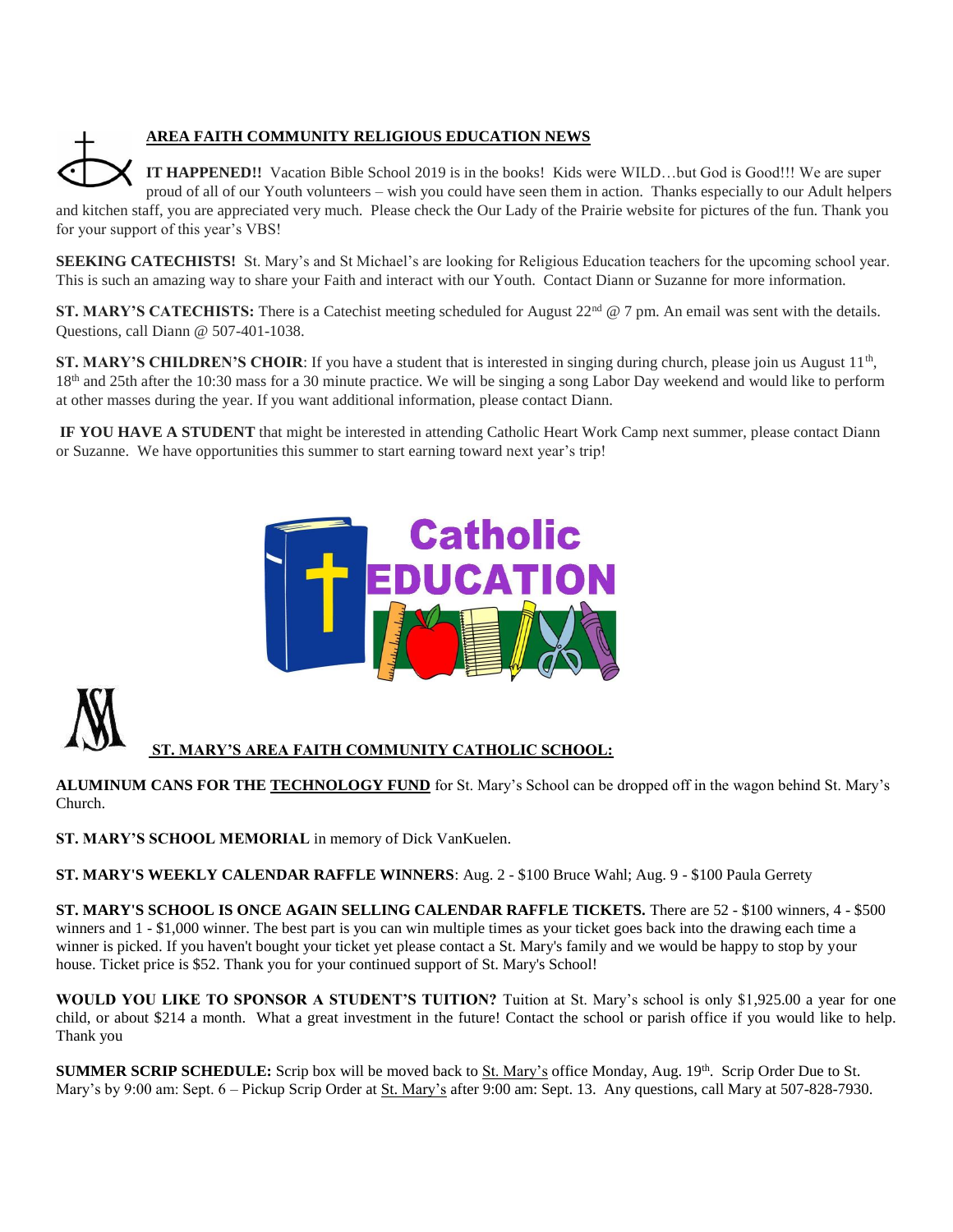## AREA FAITH COMMUNITY RELIGIOUS EDUCATION NEWS

**IT HAPPENED!!** Vacation Bible School 2019 is in the books! Kids were WILD…but God is Good!!! We are super proud of all of our Youth volunteers – wish you could have seen them in action. Thanks especially to our Adult helpers and kitchen staff, you are appreciated very much. Please check the Our Lady of the Prairie website for pictures of the fun. Thank you for your support of this year's VBS!

**SEEKING CATECHISTS!** St. Mary's and St Michael's are looking for Religious Education teachers for the upcoming school year. This is such an amazing way to share your Faith and interact with our Youth. Contact Diann or Suzanne for more information.

**ST. MARY'S CATECHISTS:** There is a Catechist meeting scheduled for August 22nd @ 7 pm. An email was sent with the details. Questions, call Diann @ 507-401-1038.

**ST. MARY'S CHILDREN'S CHOIR**: If you have a student that is interested in singing during church, please join us August 11th, 18th and 25th after the 10:30 mass for a 30 minute practice. We will be singing a song Labor Day weekend and would like to perform at other masses during the year. If you want additional information, please contact Diann.

**IF YOU HAVE A STUDENT** that might be interested in attending Catholic Heart Work Camp next summer, please contact Diann or Suzanne. We have opportunities this summer to start earning toward next year's trip!

## ST. MARY'S AREA FAITH COMMUNITY CATHOLIC SCHOOL:

**ALUMINUM CANS FOR THE TECHNOLOGY FUND** for St. Mary's School can be dropped off in the wagon behind St. Mary's Church.

**ST. MARY'S SCHOOL MEMORIAL** in memory of Dick VanKuelen.

**ST. MARY'S WEEKLY CALENDAR RAFFLE WINNERS**: Aug. 2 - $100 Bruce Wahl; Aug. 9 - $100 Paula Gerrety

**ST. MARY'S SCHOOL IS ONCE AGAIN SELLING CALENDAR RAFFLE TICKETS.** There are 52 - $100 winners, 4 - $500 winners and 1 - $1,000 winner. The best part is you can win multiple times as your ticket goes back into the drawing each time a winner is picked. If you haven't bought your ticket yet please contact a St. Mary's family and we would be happy to stop by your house. Ticket price is $52. Thank you for your continued support of St. Mary's School!

**WOULD YOU LIKE TO SPONSOR A STUDENT'S TUITION?** Tuition at St. Mary's school is only $1,925.00 a year for one child, or about $214 a month. What a great investment in the future! Contact the school or parish office if you would like to help. Thank you

**SUMMER SCRIP SCHEDULE:** Scrip box will be moved back to St. Mary's office Monday, Aug. 19th. Scrip Order Due to St. Mary's by 9:00 am: Sept. 6 – Pickup Scrip Order at St. Mary's after 9:00 am: Sept. 13. Any questions, call Mary at 507-828-7930.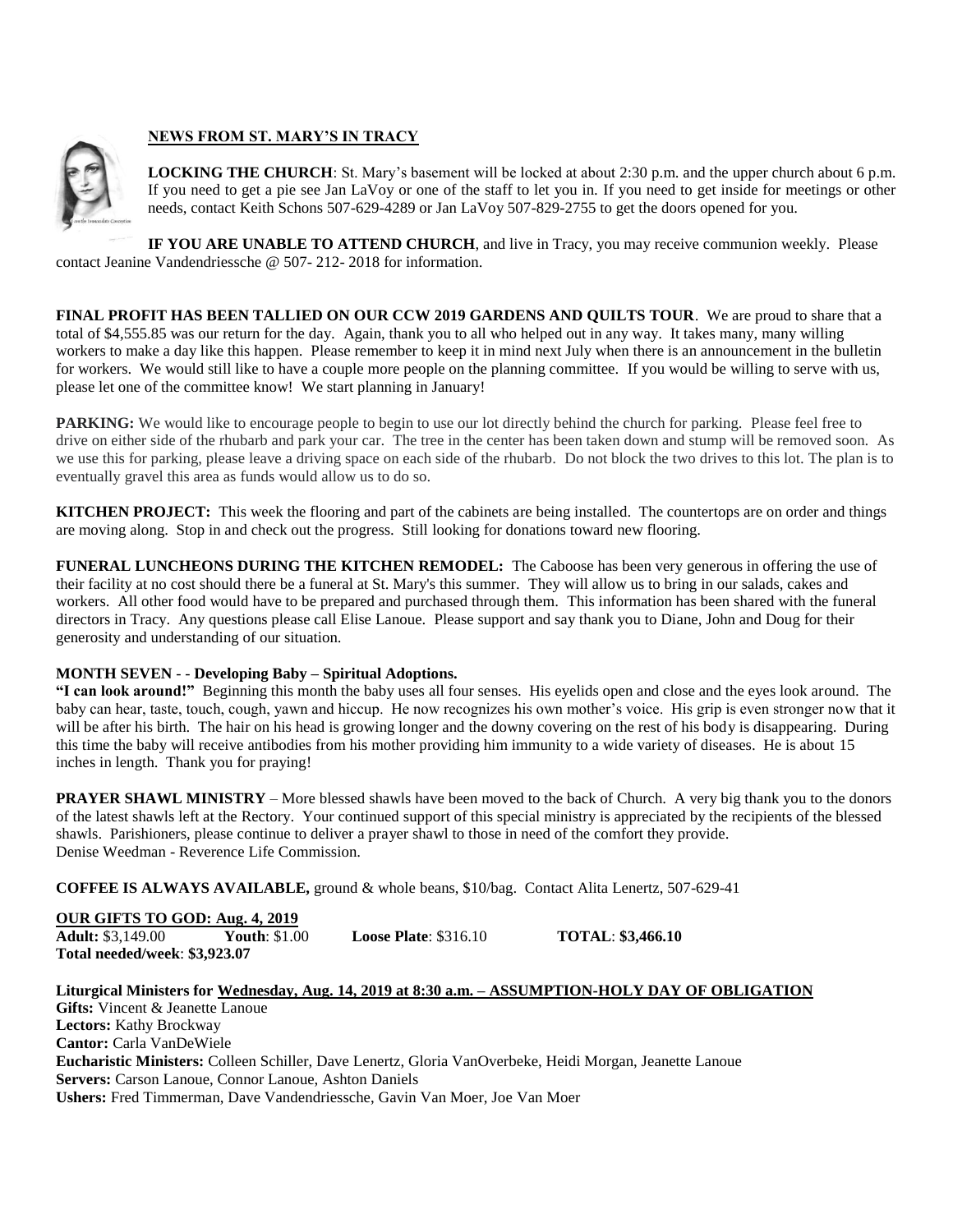## NEWS FROM ST. MARY'S IN TRACY

**LOCKING THE CHURCH**: St. Mary's basement will be locked at about 2:30 p.m. and the upper church about 6 p.m. If you need to get a pie see Jan LaVoy or one of the staff to let you in. If you need to get inside for meetings or other needs, contact Keith Schons 507-629-4289 or Jan LaVoy 507-829-2755 to get the doors opened for you.

**IF YOU ARE UNABLE TO ATTEND CHURCH**, and live in Tracy, you may receive communion weekly. Please contact Jeanine Vandendriessche @ 507- 212- 2018 for information.

**FINAL PROFIT HAS BEEN TALLIED ON OUR CCW 2019 GARDENS AND QUILTS TOUR**. We are proud to share that a total of $4,555.85 was our return for the day. Again, thank you to all who helped out in any way. It takes many, many willing workers to make a day like this happen. Please remember to keep it in mind next July when there is an announcement in the bulletin for workers. We would still like to have a couple more people on the planning committee. If you would be willing to serve with us, please let one of the committee know! We start planning in January!

**PARKING:** We would like to encourage people to begin to use our lot directly behind the church for parking. Please feel free to drive on either side of the rhubarb and park your car. The tree in the center has been taken down and stump will be removed soon. As we use this for parking, please leave a driving space on each side of the rhubarb. Do not block the two drives to this lot. The plan is to eventually gravel this area as funds would allow us to do so.

**KITCHEN PROJECT:** This week the flooring and part of the cabinets are being installed. The countertops are on order and things are moving along. Stop in and check out the progress. Still looking for donations toward new flooring.

**FUNERAL LUNCHEONS DURING THE KITCHEN REMODEL:** The Caboose has been very generous in offering the use of their facility at no cost should there be a funeral at St. Mary's this summer. They will allow us to bring in our salads, cakes and workers. All other food would have to be prepared and purchased through them. This information has been shared with the funeral directors in Tracy. Any questions please call Elise Lanoue. Please support and say thank you to Diane, John and Doug for their generosity and understanding of our situation.

**MONTH SEVEN - - Developing Baby – Spiritual Adoptions.**

**"I can look around!"** Beginning this month the baby uses all four senses. His eyelids open and close and the eyes look around. The baby can hear, taste, touch, cough, yawn and hiccup. He now recognizes his own mother's voice. His grip is even stronger now that it will be after his birth. The hair on his head is growing longer and the downy covering on the rest of his body is disappearing. During this time the baby will receive antibodies from his mother providing him immunity to a wide variety of diseases. He is about 15 inches in length. Thank you for praying!

**PRAYER SHAWL MINISTRY** – More blessed shawls have been moved to the back of Church. A very big thank you to the donors of the latest shawls left at the Rectory. Your continued support of this special ministry is appreciated by the recipients of the blessed shawls. Parishioners, please continue to deliver a prayer shawl to those in need of the comfort they provide.
Denise Weedman - Reverence Life Commission.

**COFFEE IS ALWAYS AVAILABLE,** ground & whole beans, $10/bag. Contact Alita Lenertz, 507-629-41

**OUR GIFTS TO GOD: Aug. 4, 2019**

**Adult:** $3,149.00 **Youth**: $1.00 **Loose Plate**: $316.10 **TOTAL**: **$3,466.10**

**Total needed/week**: **$3,923.07**

**Liturgical Ministers for Wednesday, Aug. 14, 2019 at 8:30 a.m. – ASSUMPTION-HOLY DAY OF OBLIGATION**

**Gifts:** Vincent & Jeanette Lanoue
**Lectors:** Kathy Brockway
**Cantor:** Carla VanDeWiele
**Eucharistic Ministers:** Colleen Schiller, Dave Lenertz, Gloria VanOverbeke, Heidi Morgan, Jeanette Lanoue
**Servers:** Carson Lanoue, Connor Lanoue, Ashton Daniels
**Ushers:** Fred Timmerman, Dave Vandendriessche, Gavin Van Moer, Joe Van Moer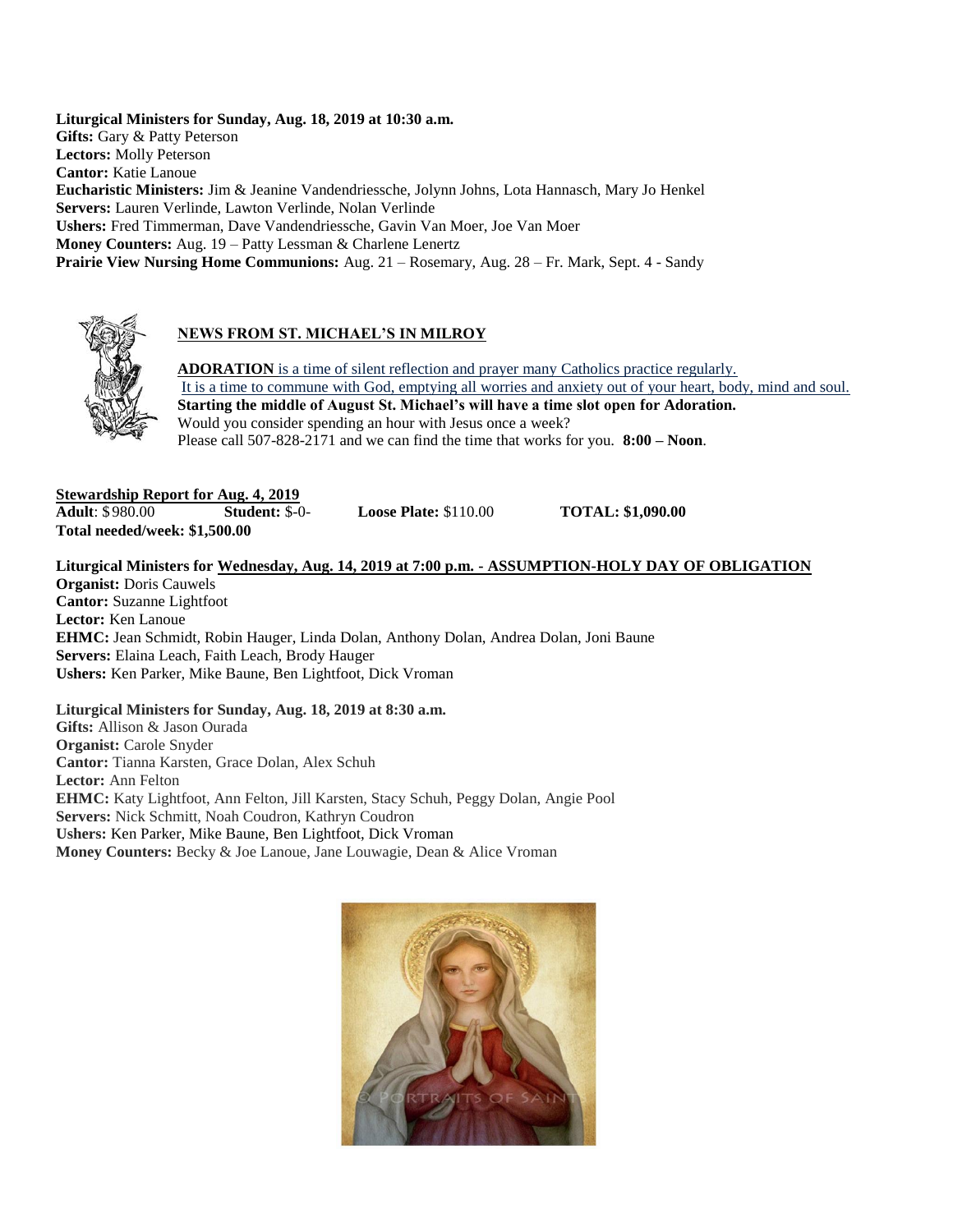**Liturgical Ministers for Sunday, Aug. 18, 2019 at 10:30 a.m.**
**Gifts:** Gary & Patty Peterson
**Lectors:** Molly Peterson
**Cantor:** Katie Lanoue
**Eucharistic Ministers:** Jim & Jeanine Vandendriessche, Jolynn Johns, Lota Hannasch, Mary Jo Henkel
**Servers:** Lauren Verlinde, Lawton Verlinde, Nolan Verlinde
**Ushers:** Fred Timmerman, Dave Vandendriessche, Gavin Van Moer, Joe Van Moer
**Money Counters:** Aug. 19 – Patty Lessman & Charlene Lenertz
**Prairie View Nursing Home Communions:** Aug. 21 – Rosemary, Aug. 28 – Fr. Mark, Sept. 4 - Sandy

## NEWS FROM ST. MICHAEL'S IN MILROY

**ADORATION** is a time of silent reflection and prayer many Catholics practice regularly.
It is a time to commune with God, emptying all worries and anxiety out of your heart, body, mind and soul.
**Starting the middle of August St. Michael's will have a time slot open for Adoration.**
Would you consider spending an hour with Jesus once a week?
Please call 507-828-2171 and we can find the time that works for you. **8:00 – Noon**.

**Stewardship Report for Aug. 4, 2019**
**Adult**: $980.00 **Student:** $-0- **Loose Plate:** $110.00 **TOTAL: $1,090.00**
**Total needed/week: $1,500.00**

**Liturgical Ministers for Wednesday, Aug. 14, 2019 at 7:00 p.m. - ASSUMPTION-HOLY DAY OF OBLIGATION**
**Organist:** Doris Cauwels
**Cantor:** Suzanne Lightfoot
**Lector:** Ken Lanoue
**EHMC:** Jean Schmidt, Robin Hauger, Linda Dolan, Anthony Dolan, Andrea Dolan, Joni Baune
**Servers:** Elaina Leach, Faith Leach, Brody Hauger
**Ushers:** Ken Parker, Mike Baune, Ben Lightfoot, Dick Vroman

**Liturgical Ministers for Sunday, Aug. 18, 2019 at 8:30 a.m.**
**Gifts:** Allison & Jason Ourada
**Organist:** Carole Snyder
**Cantor:** Tianna Karsten, Grace Dolan, Alex Schuh
**Lector:** Ann Felton
**EHMC:** Katy Lightfoot, Ann Felton, Jill Karsten, Stacy Schuh, Peggy Dolan, Angie Pool
**Servers:** Nick Schmitt, Noah Coudron, Kathryn Coudron
**Ushers:** Ken Parker, Mike Baune, Ben Lightfoot, Dick Vroman
**Money Counters:** Becky & Joe Lanoue, Jane Louwagie, Dean & Alice Vroman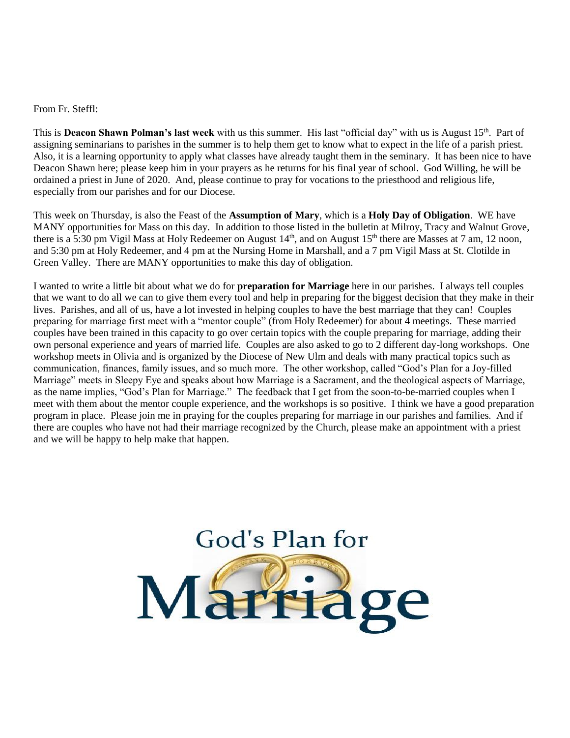From Fr. Steffl:

This is **Deacon Shawn Polman's last week** with us this summer. His last "official day" with us is August 15th. Part of assigning seminarians to parishes in the summer is to help them get to know what to expect in the life of a parish priest. Also, it is a learning opportunity to apply what classes have already taught them in the seminary. It has been nice to have Deacon Shawn here; please keep him in your prayers as he returns for his final year of school. God Willing, he will be ordained a priest in June of 2020. And, please continue to pray for vocations to the priesthood and religious life, especially from our parishes and for our Diocese.

This week on Thursday, is also the Feast of the **Assumption of Mary**, which is a **Holy Day of Obligation**. WE have MANY opportunities for Mass on this day. In addition to those listed in the bulletin at Milroy, Tracy and Walnut Grove, there is a 5:30 pm Vigil Mass at Holy Redeemer on August 14th, and on August 15th there are Masses at 7 am, 12 noon, and 5:30 pm at Holy Redeemer, and 4 pm at the Nursing Home in Marshall, and a 7 pm Vigil Mass at St. Clotilde in Green Valley. There are MANY opportunities to make this day of obligation.

I wanted to write a little bit about what we do for **preparation for Marriage** here in our parishes. I always tell couples that we want to do all we can to give them every tool and help in preparing for the biggest decision that they make in their lives. Parishes, and all of us, have a lot invested in helping couples to have the best marriage that they can! Couples preparing for marriage first meet with a "mentor couple" (from Holy Redeemer) for about 4 meetings. These married couples have been trained in this capacity to go over certain topics with the couple preparing for marriage, adding their own personal experience and years of married life. Couples are also asked to go to 2 different day-long workshops. One workshop meets in Olivia and is organized by the Diocese of New Ulm and deals with many practical topics such as communication, finances, family issues, and so much more. The other workshop, called "God's Plan for a Joy-filled Marriage" meets in Sleepy Eye and speaks about how Marriage is a Sacrament, and the theological aspects of Marriage, as the name implies, "God's Plan for Marriage." The feedback that I get from the soon-to-be-married couples when I meet with them about the mentor couple experience, and the workshops is so positive. I think we have a good preparation program in place. Please join me in praying for the couples preparing for marriage in our parishes and families. And if there are couples who have not had their marriage recognized by the Church, please make an appointment with a priest and we will be happy to help make that happen.

God's Plan for

Marriage